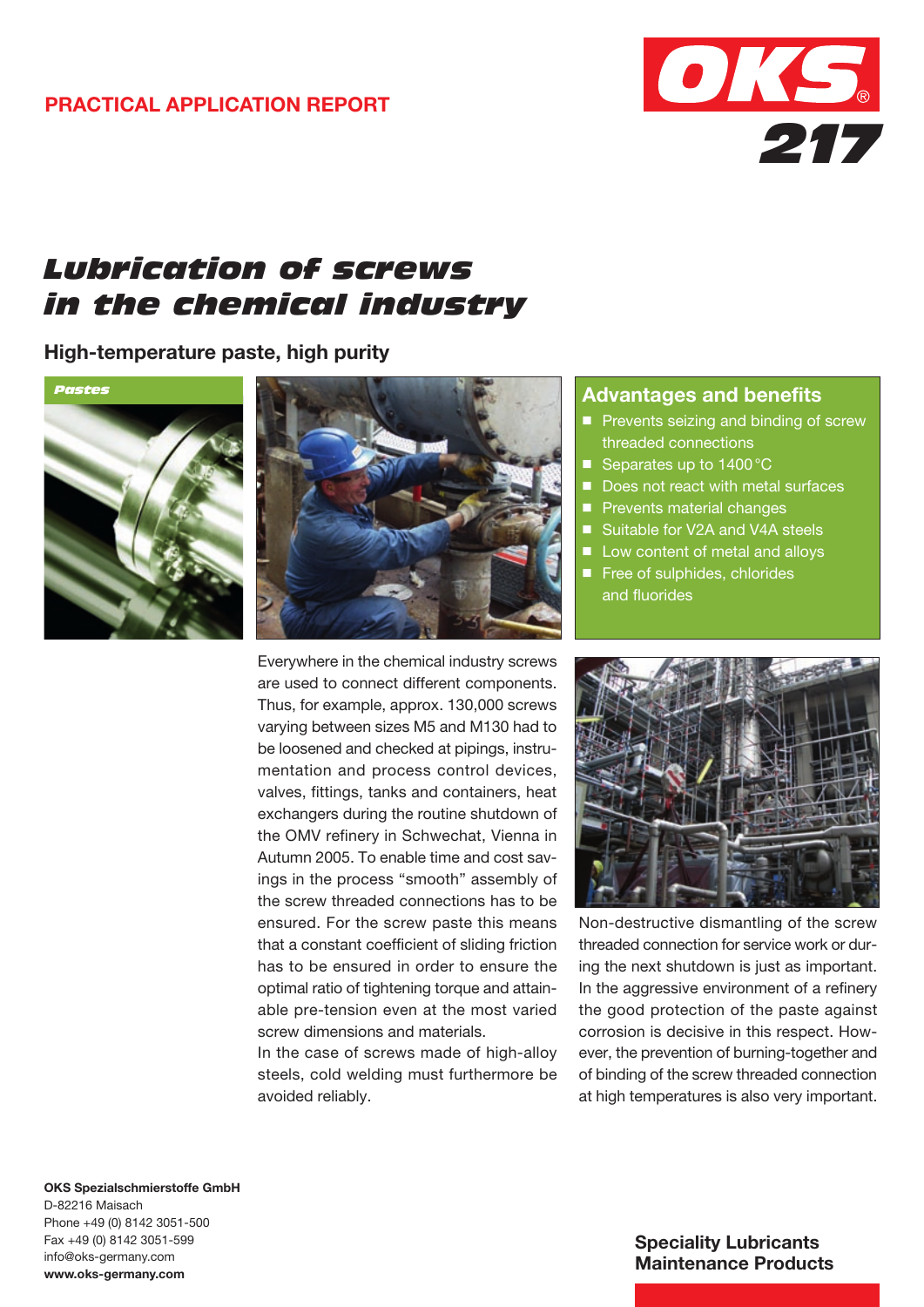PRACTICAL APPLICATION REPORT

OKS 217

# Lubrication of screws in the chemical industry

## High-temperature paste, high purity

Pastes

### Advantages and benefits

- Prevents seizing and binding of screw threaded connections
- Separates up to 1400 °C
- Does not react with metal surfaces
- Prevents material changes
- Suitable for V2A and V4A steels
- Low content of metal and alloys
- Free of sulphides, chlorides and fluorides

Everywhere in the chemical industry screws are used to connect different components. Thus, for example, approx. 130,000 screws varying between sizes M5 and M130 had to be loosened and checked at pipings, instrumentation and process control devices, valves, fittings, tanks and containers, heat exchangers during the routine shutdown of the OMV refinery in Schwechat, Vienna in Autumn 2005. To enable time and cost savings in the process “smooth” assembly of the screw threaded connections has to be ensured. For the screw paste this means that a constant coefficient of sliding friction has to be ensured in order to ensure the optimal ratio of tightening torque and attainable pre-tension even at the most varied screw dimensions and materials.

In the case of screws made of high-alloy steels, cold welding must furthermore be avoided reliably.

Non-destructive dismantling of the screw threaded connection for service work or during the next shutdown is just as important. In the aggressive environment of a refinery the good protection of the paste against corrosion is decisive in this respect. However, the prevention of burning-together and of binding of the screw threaded connection at high temperatures is also very important.

**OKS Spezialschmierstoffe GmbH**
D-82216 Maisach
Phone +49 (0) 8142 3051-500
Fax +49 (0) 8142 3051-599
info@oks-germany.com
**www.oks-germany.com**

**Speciality Lubricants**
**Maintenance Products**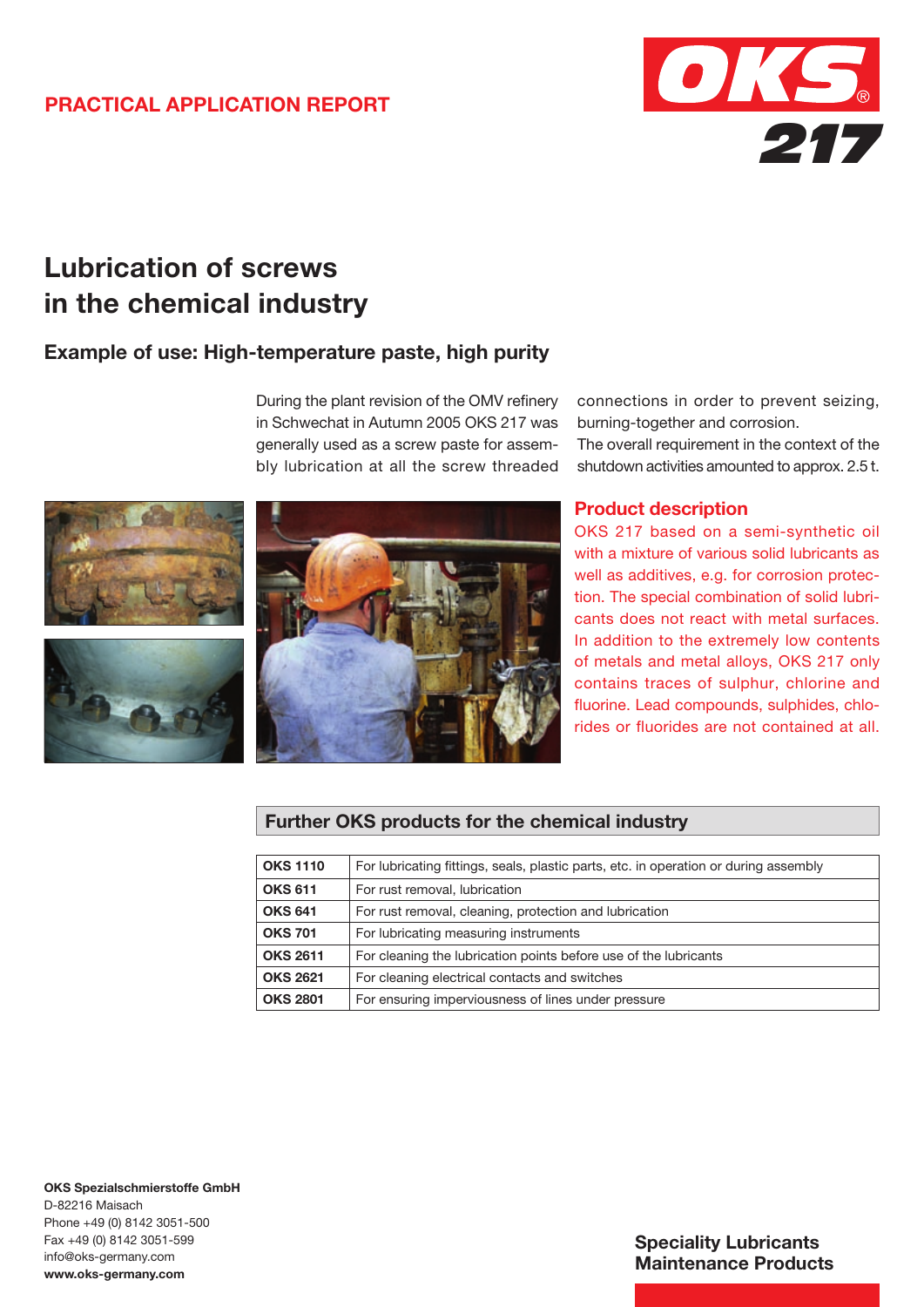**PRACTICAL APPLICATION REPORT**

OKS® 217

# Lubrication of screws in the chemical industry

## Example of use: High-temperature paste, high purity

During the plant revision of the OMV refinery in Schwechat in Autumn 2005 OKS 217 was generally used as a screw paste for assembly lubrication at all the screw threaded connections in order to prevent seizing, burning-together and corrosion.
The overall requirement in the context of the shutdown activities amounted to approx. 2.5 t.

### Product description

OKS 217 based on a semi-synthetic oil with a mixture of various solid lubricants as well as additives, e.g. for corrosion protection. The special combination of solid lubricants does not react with metal surfaces. In addition to the extremely low contents of metals and metal alloys, OKS 217 only contains traces of sulphur, chlorine and fluorine. Lead compounds, sulphides, chlorides or fluorides are not contained at all.

### Further OKS products for the chemical industry

| | |
|---|---|
| **OKS 1110** | For lubricating fittings, seals, plastic parts, etc. in operation or during assembly |
| **OKS 611** | For rust removal, lubrication |
| **OKS 641** | For rust removal, cleaning, protection and lubrication |
| **OKS 701** | For lubricating measuring instruments |
| **OKS 2611** | For cleaning the lubrication points before use of the lubricants |
| **OKS 2621** | For cleaning electrical contacts and switches |
| **OKS 2801** | For ensuring imperviousness of lines under pressure |

**OKS Spezialschmierstoffe GmbH**
D-82216 Maisach
Phone +49 (0) 8142 3051-500
Fax +49 (0) 8142 3051-599
info@oks-germany.com
**www.oks-germany.com**

**Speciality Lubricants**
**Maintenance Products**